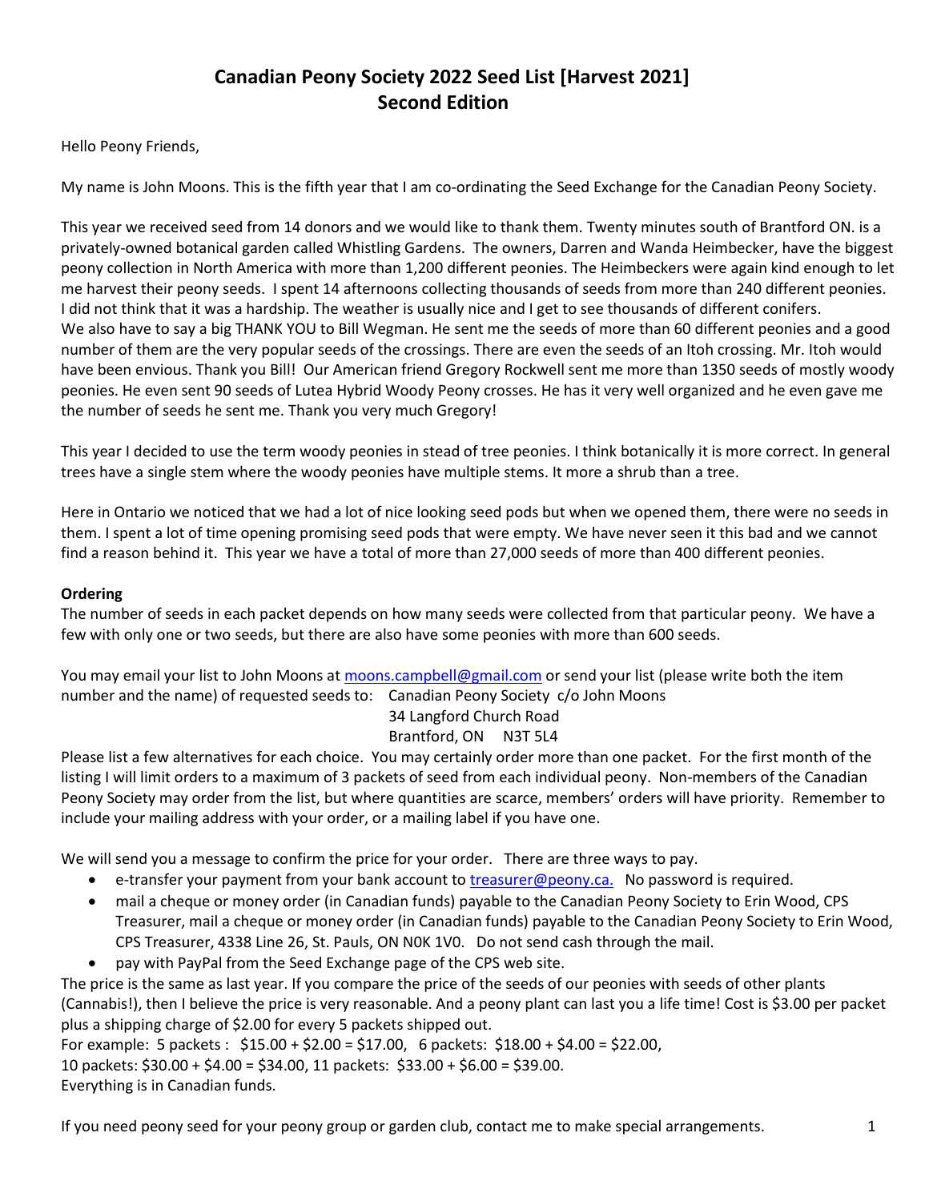# Canadian Peony Society 2022 Seed List [Harvest 2021]
# Second Edition

Hello Peony Friends,

My name is John Moons. This is the fifth year that I am co-ordinating the Seed Exchange for the Canadian Peony Society.

This year we received seed from 14 donors and we would like to thank them. Twenty minutes south of Brantford ON. is a privately-owned botanical garden called Whistling Gardens. The owners, Darren and Wanda Heimbecker, have the biggest peony collection in North America with more than 1,200 different peonies. The Heimbeckers were again kind enough to let me harvest their peony seeds. I spent 14 afternoons collecting thousands of seeds from more than 240 different peonies. I did not think that it was a hardship. The weather is usually nice and I get to see thousands of different conifers. We also have to say a big THANK YOU to Bill Wegman. He sent me the seeds of more than 60 different peonies and a good number of them are the very popular seeds of the crossings. There are even the seeds of an Itoh crossing. Mr. Itoh would have been envious. Thank you Bill! Our American friend Gregory Rockwell sent me more than 1350 seeds of mostly woody peonies. He even sent 90 seeds of Lutea Hybrid Woody Peony crosses. He has it very well organized and he even gave me the number of seeds he sent me. Thank you very much Gregory!

This year I decided to use the term woody peonies in stead of tree peonies. I think botanically it is more correct. In general trees have a single stem where the woody peonies have multiple stems. It more a shrub than a tree.

Here in Ontario we noticed that we had a lot of nice looking seed pods but when we opened them, there were no seeds in them. I spent a lot of time opening promising seed pods that were empty. We have never seen it this bad and we cannot find a reason behind it. This year we have a total of more than 27,000 seeds of more than 400 different peonies.

**Ordering**

The number of seeds in each packet depends on how many seeds were collected from that particular peony. We have a few with only one or two seeds, but there are also have some peonies with more than 600 seeds.

You may email your list to John Moons at moons.campbell@gmail.com or send your list (please write both the item number and the name) of requested seeds to: Canadian Peony Society c/o John Moons
34 Langford Church Road
Brantford, ON N3T 5L4

Please list a few alternatives for each choice. You may certainly order more than one packet. For the first month of the listing I will limit orders to a maximum of 3 packets of seed from each individual peony. Non-members of the Canadian Peony Society may order from the list, but where quantities are scarce, members' orders will have priority. Remember to include your mailing address with your order, or a mailing label if you have one.

We will send you a message to confirm the price for your order. There are three ways to pay.

- e-transfer your payment from your bank account to treasurer@peony.ca. No password is required.
- mail a cheque or money order (in Canadian funds) payable to the Canadian Peony Society to Erin Wood, CPS Treasurer, mail a cheque or money order (in Canadian funds) payable to the Canadian Peony Society to Erin Wood, CPS Treasurer, 4338 Line 26, St. Pauls, ON N0K 1V0. Do not send cash through the mail.
- pay with PayPal from the Seed Exchange page of the CPS web site.

The price is the same as last year. If you compare the price of the seeds of our peonies with seeds of other plants (Cannabis!), then I believe the price is very reasonable. And a peony plant can last you a life time! Cost is $3.00 per packet plus a shipping charge of $2.00 for every 5 packets shipped out.

For example: 5 packets : $15.00 + $2.00 = $17.00, 6 packets: $18.00 + $4.00 = $22.00,
10 packets: $30.00 + $4.00 = $34.00, 11 packets: $33.00 + $6.00 = $39.00.
Everything is in Canadian funds.

If you need peony seed for your peony group or garden club, contact me to make special arrangements.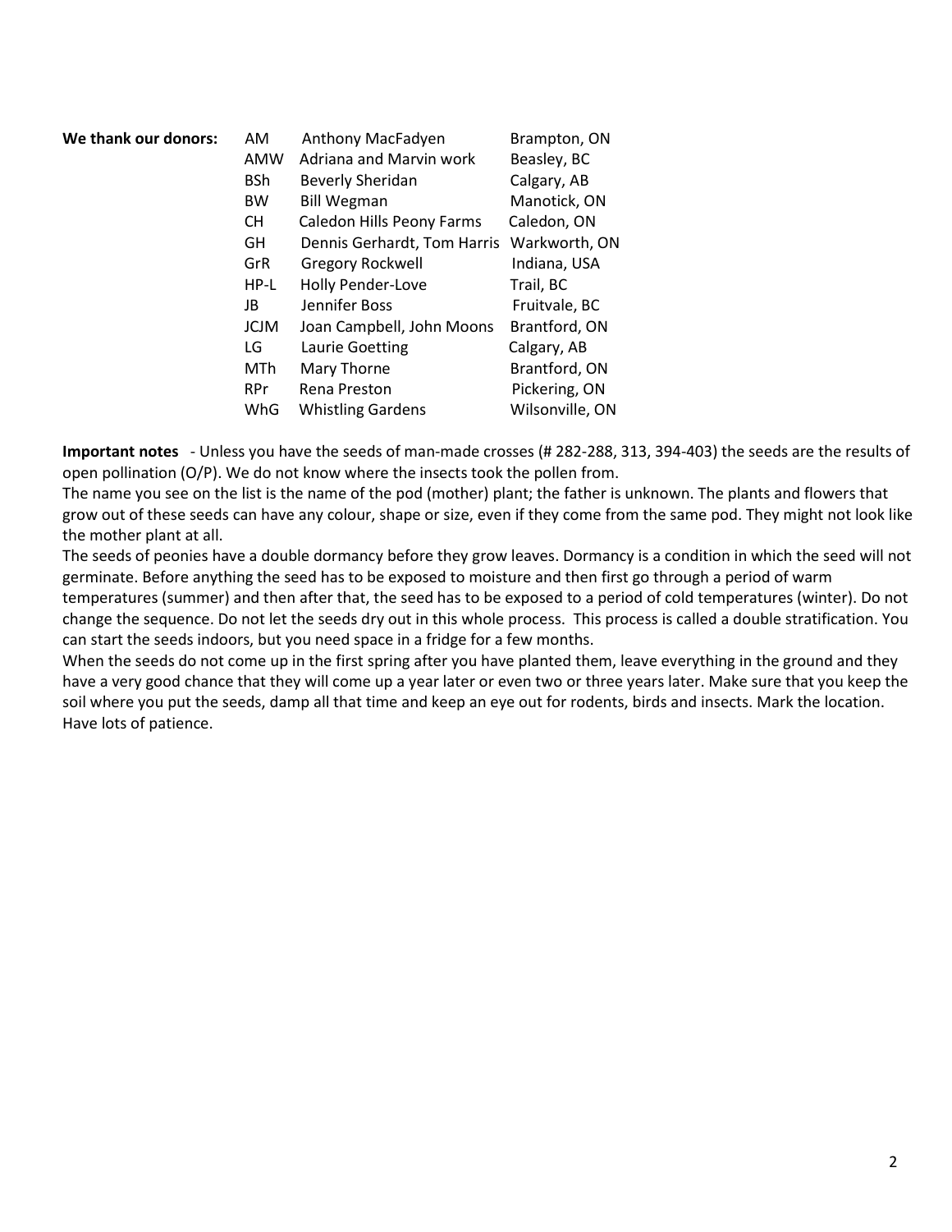**We thank our donors:**

| Code | Name | Location |
|---|---|---|
| AM | Anthony MacFadyen | Brampton, ON |
| AMW | Adriana and Marvin work | Beasley, BC |
| BSh | Beverly Sheridan | Calgary, AB |
| BW | Bill Wegman | Manotick, ON |
| CH | Caledon Hills Peony Farms | Caledon, ON |
| GH | Dennis Gerhardt, Tom Harris | Warkworth, ON |
| GrR | Gregory Rockwell | Indiana, USA |
| HP-L | Holly Pender-Love | Trail, BC |
| JB | Jennifer Boss | Fruitvale, BC |
| JCJM | Joan Campbell, John Moons | Brantford, ON |
| LG | Laurie Goetting | Calgary, AB |
| MTh | Mary Thorne | Brantford, ON |
| RPr | Rena Preston | Pickering, ON |
| WhG | Whistling Gardens | Wilsonville, ON |

**Important notes** - Unless you have the seeds of man-made crosses (# 282-288, 313, 394-403) the seeds are the results of open pollination (O/P). We do not know where the insects took the pollen from.

The name you see on the list is the name of the pod (mother) plant; the father is unknown. The plants and flowers that grow out of these seeds can have any colour, shape or size, even if they come from the same pod. They might not look like the mother plant at all.

The seeds of peonies have a double dormancy before they grow leaves. Dormancy is a condition in which the seed will not germinate. Before anything the seed has to be exposed to moisture and then first go through a period of warm temperatures (summer) and then after that, the seed has to be exposed to a period of cold temperatures (winter). Do not change the sequence. Do not let the seeds dry out in this whole process. This process is called a double stratification. You can start the seeds indoors, but you need space in a fridge for a few months.

When the seeds do not come up in the first spring after you have planted them, leave everything in the ground and they have a very good chance that they will come up a year later or even two or three years later. Make sure that you keep the soil where you put the seeds, damp all that time and keep an eye out for rodents, birds and insects. Mark the location. Have lots of patience.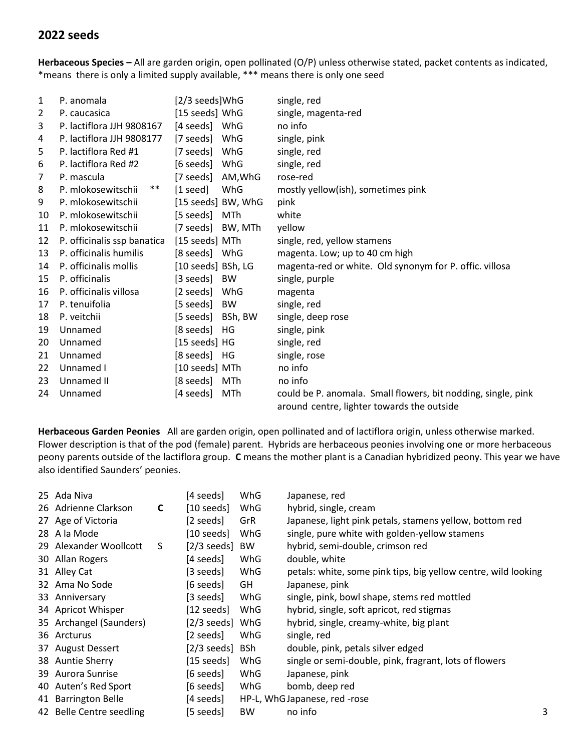## 2022 seeds

**Herbaceous Species –** All are garden origin, open pollinated (O/P) unless otherwise stated, packet contents as indicated, *means there is only a limited supply available, *** means there is only one seed

| # | Name | Seeds | Source | Description |
|---|---|---|---|---|
| 1 | P. anomala | [2/3 seeds] | WhG | single, red |
| 2 | P. caucasica | [15 seeds] | WhG | single, magenta-red |
| 3 | P. lactiflora JJH 9808167 | [4 seeds] | WhG | no info |
| 4 | P. lactiflora JJH 9808177 | [7 seeds] | WhG | single, pink |
| 5 | P. lactiflora Red #1 | [7 seeds] | WhG | single, red |
| 6 | P. lactiflora Red #2 | [6 seeds] | WhG | single, red |
| 7 | P. mascula | [7 seeds] | AM,WhG | rose-red |
| 8 | P. mlokosewitschii ** | [1 seed] | WhG | mostly yellow(ish), sometimes pink |
| 9 | P. mlokosewitschii | [15 seeds] | BW, WhG | pink |
| 10 | P. mlokosewitschii | [5 seeds] | MTh | white |
| 11 | P. mlokosewitschii | [7 seeds] | BW, MTh | yellow |
| 12 | P. officinalis ssp banatica | [15 seeds] | MTh | single, red, yellow stamens |
| 13 | P. officinalis humilis | [8 seeds] | WhG | magenta. Low; up to 40 cm high |
| 14 | P. officinalis mollis | [10 seeds] | BSh, LG | magenta-red or white. Old synonym for P. offic. villosa |
| 15 | P. officinalis | [3 seeds] | BW | single, purple |
| 16 | P. officinalis villosa | [2 seeds] | WhG | magenta |
| 17 | P. tenuifolia | [5 seeds] | BW | single, red |
| 18 | P. veitchii | [5 seeds] | BSh, BW | single, deep rose |
| 19 | Unnamed | [8 seeds] | HG | single, pink |
| 20 | Unnamed | [15 seeds] | HG | single, red |
| 21 | Unnamed | [8 seeds] | HG | single, rose |
| 22 | Unnamed I | [10 seeds] | MTh | no info |
| 23 | Unnamed II | [8 seeds] | MTh | no info |
| 24 | Unnamed | [4 seeds] | MTh | could be P. anomala. Small flowers, bit nodding, single, pink around centre, lighter towards the outside |

**Herbaceous Garden Peonies** All are garden origin, open pollinated and of lactiflora origin, unless otherwise marked. Flower description is that of the pod (female) parent. Hybrids are herbaceous peonies involving one or more herbaceous peony parents outside of the lactiflora group. **C** means the mother plant is a Canadian hybridized peony. This year we have also identified Saunders' peonies.

| # | Name | | Seeds | Source | Description |
|---|---|---|---|---|---|
| 25 | Ada Niva | | [4 seeds] | WhG | Japanese, red |
| 26 | Adrienne Clarkson | **C** | [10 seeds] | WhG | hybrid, single, cream |
| 27 | Age of Victoria | | [2 seeds] | GrR | Japanese, light pink petals, stamens yellow, bottom red |
| 28 | A la Mode | | [10 seeds] | WhG | single, pure white with golden-yellow stamens |
| 29 | Alexander Woollcott | S | [2/3 seeds] | BW | hybrid, semi-double, crimson red |
| 30 | Allan Rogers | | [4 seeds] | WhG | double, white |
| 31 | Alley Cat | | [3 seeds] | WhG | petals: white, some pink tips, big yellow centre, wild looking |
| 32 | Ama No Sode | | [6 seeds] | GH | Japanese, pink |
| 33 | Anniversary | | [3 seeds] | WhG | single, pink, bowl shape, stems red mottled |
| 34 | Apricot Whisper | | [12 seeds] | WhG | hybrid, single, soft apricot, red stigmas |
| 35 | Archangel (Saunders) | | [2/3 seeds] | WhG | hybrid, single, creamy-white, big plant |
| 36 | Arcturus | | [2 seeds] | WhG | single, red |
| 37 | August Dessert | | [2/3 seeds] | BSh | double, pink, petals silver edged |
| 38 | Auntie Sherry | | [15 seeds] | WhG | single or semi-double, pink, fragrant, lots of flowers |
| 39 | Aurora Sunrise | | [6 seeds] | WhG | Japanese, pink |
| 40 | Auten's Red Sport | | [6 seeds] | WhG | bomb, deep red |
| 41 | Barrington Belle | | [4 seeds] | HP-L, WhG | Japanese, red -rose |
| 42 | Belle Centre seedling | | [5 seeds] | BW | no info |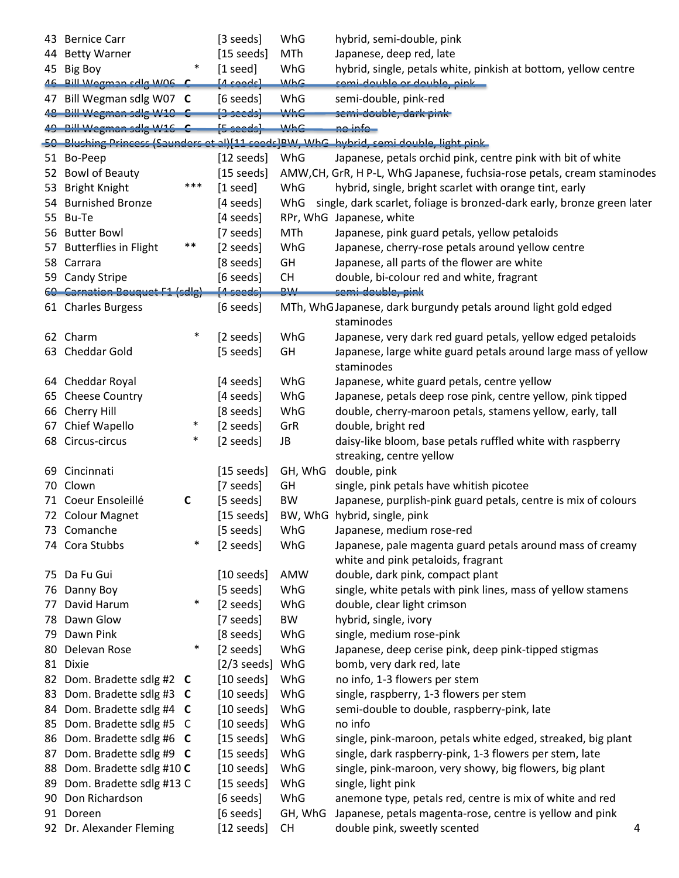| No. | Name | | Seeds | Source | Description |
|---|---|---|---|---|---|
| 43 | Bernice Carr | | [3 seeds] | WhG | hybrid, semi-double, pink |
| 44 | Betty Warner | | [15 seeds] | MTh | Japanese, deep red, late |
| 45 | Big Boy | * | [1 seed] | WhG | hybrid, single, petals white, pinkish at bottom, yellow centre |
| ~~46~~ | ~~Bill Wegman sdlg W06~~ | ~~**C**~~ | ~~[4 seeds]~~ | ~~WhG~~ | ~~semi-double or double, pink~~ |
| 47 | Bill Wegman sdlg W07 | **C** | [6 seeds] | WhG | semi-double, pink-red |
| ~~48~~ | ~~Bill Wegman sdlg W10~~ | ~~**C**~~ | ~~[3 seeds]~~ | ~~WhG~~ | ~~semi-double, dark pink~~ |
| ~~49~~ | ~~Bill Wegman sdlg W16~~ | ~~**C**~~ | ~~[5 seeds]~~ | ~~WhG~~ | ~~no info~~ |
| ~~50~~ | ~~Blushing Princess (Saunders et al)~~ | | ~~[11 seeds]~~ | ~~BW, WhG~~ | ~~hybrid, semi-double, light pink~~ |
| 51 | Bo-Peep | | [12 seeds] | WhG | Japanese, petals orchid pink, centre pink with bit of white |
| 52 | Bowl of Beauty | | [15 seeds] | AMW,CH, GrR, H P-L, WhG | Japanese, fuchsia-rose petals, cream staminodes |
| 53 | Bright Knight | *** | [1 seed] | WhG | hybrid, single, bright scarlet with orange tint, early |
| 54 | Burnished Bronze | | [4 seeds] | WhG | single, dark scarlet, foliage is bronzed-dark early, bronze green later |
| 55 | Bu-Te | | [4 seeds] | RPr, WhG | Japanese, white |
| 56 | Butter Bowl | | [7 seeds] | MTh | Japanese, pink guard petals, yellow petaloids |
| 57 | Butterflies in Flight | ** | [2 seeds] | WhG | Japanese, cherry-rose petals around yellow centre |
| 58 | Carrara | | [8 seeds] | GH | Japanese, all parts of the flower are white |
| 59 | Candy Stripe | | [6 seeds] | CH | double, bi-colour red and white, fragrant |
| ~~60~~ | ~~Carnation Bouquet F1 (sdlg)~~ | | ~~[4 seeds]~~ | ~~BW~~ | ~~semi-double, pink~~ |
| 61 | Charles Burgess | | [6 seeds] | MTh, WhG | Japanese, dark burgundy petals around light gold edged staminodes |
| 62 | Charm | * | [2 seeds] | WhG | Japanese, very dark red guard petals, yellow edged petaloids |
| 63 | Cheddar Gold | | [5 seeds] | GH | Japanese, large white guard petals around large mass of yellow staminodes |
| 64 | Cheddar Royal | | [4 seeds] | WhG | Japanese, white guard petals, centre yellow |
| 65 | Cheese Country | | [4 seeds] | WhG | Japanese, petals deep rose pink, centre yellow, pink tipped |
| 66 | Cherry Hill | | [8 seeds] | WhG | double, cherry-maroon petals, stamens yellow, early, tall |
| 67 | Chief Wapello | * | [2 seeds] | GrR | double, bright red |
| 68 | Circus-circus | * | [2 seeds] | JB | daisy-like bloom, base petals ruffled white with raspberry streaking, centre yellow |
| 69 | Cincinnati | | [15 seeds] | GH, WhG | double, pink |
| 70 | Clown | | [7 seeds] | GH | single, pink petals have whitish picotee |
| 71 | Coeur Ensoleillé | **C** | [5 seeds] | BW | Japanese, purplish-pink guard petals, centre is mix of colours |
| 72 | Colour Magnet | | [15 seeds] | BW, WhG | hybrid, single, pink |
| 73 | Comanche | | [5 seeds] | WhG | Japanese, medium rose-red |
| 74 | Cora Stubbs | * | [2 seeds] | WhG | Japanese, pale magenta guard petals around mass of creamy white and pink petaloids, fragrant |
| 75 | Da Fu Gui | | [10 seeds] | AMW | double, dark pink, compact plant |
| 76 | Danny Boy | | [5 seeds] | WhG | single, white petals with pink lines, mass of yellow stamens |
| 77 | David Harum | * | [2 seeds] | WhG | double, clear light crimson |
| 78 | Dawn Glow | | [7 seeds] | BW | hybrid, single, ivory |
| 79 | Dawn Pink | | [8 seeds] | WhG | single, medium rose-pink |
| 80 | Delevan Rose | * | [2 seeds] | WhG | Japanese, deep cerise pink, deep pink-tipped stigmas |
| 81 | Dixie | | [2/3 seeds] | WhG | bomb, very dark red, late |
| 82 | Dom. Bradette sdlg #2 | **C** | [10 seeds] | WhG | no info, 1-3 flowers per stem |
| 83 | Dom. Bradette sdlg #3 | **C** | [10 seeds] | WhG | single, raspberry, 1-3 flowers per stem |
| 84 | Dom. Bradette sdlg #4 | **C** | [10 seeds] | WhG | semi-double to double, raspberry-pink, late |
| 85 | Dom. Bradette sdlg #5 | C | [10 seeds] | WhG | no info |
| 86 | Dom. Bradette sdlg #6 | **C** | [15 seeds] | WhG | single, pink-maroon, petals white edged, streaked, big plant |
| 87 | Dom. Bradette sdlg #9 | **C** | [15 seeds] | WhG | single, dark raspberry-pink, 1-3 flowers per stem, late |
| 88 | Dom. Bradette sdlg #10 | **C** | [10 seeds] | WhG | single, pink-maroon, very showy, big flowers, big plant |
| 89 | Dom. Bradette sdlg #13 | C | [15 seeds] | WhG | single, light pink |
| 90 | Don Richardson | | [6 seeds] | WhG | anemone type, petals red, centre is mix of white and red |
| 91 | Doreen | | [6 seeds] | GH, WhG | Japanese, petals magenta-rose, centre is yellow and pink |
| 92 | Dr. Alexander Fleming | | [12 seeds] | CH | double pink, sweetly scented |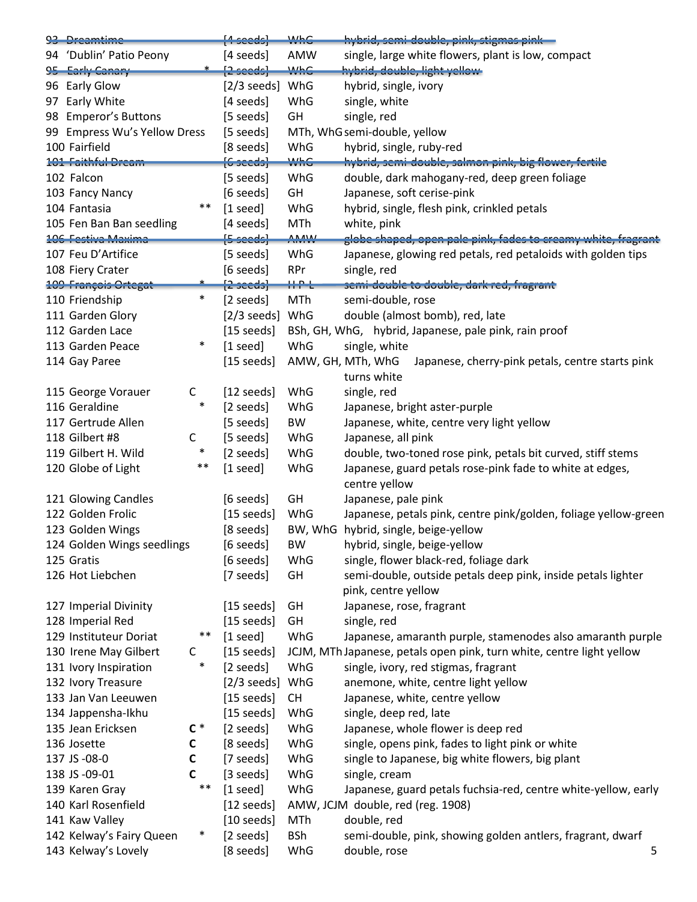~~93 Dreamtime [4 seeds] WhG hybrid, semi-double, pink, stigmas pink~~

94 'Dublin' Patio Peony [4 seeds] AMW single, large white flowers, plant is low, compact

~~95 Early Canary * [2 seeds] WhG hybrid, double, light yellow~~

96 Early Glow [2/3 seeds] WhG hybrid, single, ivory

97 Early White [4 seeds] WhG single, white

98 Emperor's Buttons [5 seeds] GH single, red

99 Empress Wu's Yellow Dress [5 seeds] MTh, WhG semi-double, yellow

100 Fairfield [8 seeds] WhG hybrid, single, ruby-red

~~101 Faithful Dream [6 seeds] WhG hybrid, semi-double, salmon pink, big flower, fertile~~

102 Falcon [5 seeds] WhG double, dark mahogany-red, deep green foliage

103 Fancy Nancy [6 seeds] GH Japanese, soft cerise-pink

104 Fantasia ** [1 seed] WhG hybrid, single, flesh pink, crinkled petals

105 Fen Ban Ban seedling [4 seeds] MTh white, pink

~~106 Festiva Maxima [5 seeds] AMW globe shaped, open pale pink, fades to creamy white, fragrant~~

107 Feu D'Artifice [5 seeds] WhG Japanese, glowing red petals, red petaloids with golden tips

108 Fiery Crater [6 seeds] RPr single, red

~~109 François Ortegat * [2 seeds] H P L semi-double to double, dark red, fragrant~~

110 Friendship * [2 seeds] MTh semi-double, rose

111 Garden Glory [2/3 seeds] WhG double (almost bomb), red, late

112 Garden Lace [15 seeds] BSh, GH, WhG, hybrid, Japanese, pale pink, rain proof

113 Garden Peace * [1 seed] WhG single, white

114 Gay Paree [15 seeds] AMW, GH, MTh, WhG Japanese, cherry-pink petals, centre starts pink turns white

115 George Vorauer C [12 seeds] WhG single, red

116 Geraldine * [2 seeds] WhG Japanese, bright aster-purple

117 Gertrude Allen [5 seeds] BW Japanese, white, centre very light yellow

118 Gilbert #8 C [5 seeds] WhG Japanese, all pink

119 Gilbert H. Wild * [2 seeds] WhG double, two-toned rose pink, petals bit curved, stiff stems

120 Globe of Light ** [1 seed] WhG Japanese, guard petals rose-pink fade to white at edges, centre yellow

121 Glowing Candles [6 seeds] GH Japanese, pale pink

122 Golden Frolic [15 seeds] WhG Japanese, petals pink, centre pink/golden, foliage yellow-green

123 Golden Wings [8 seeds] BW, WhG hybrid, single, beige-yellow

124 Golden Wings seedlings [6 seeds] BW hybrid, single, beige-yellow

125 Gratis [6 seeds] WhG single, flower black-red, foliage dark

126 Hot Liebchen [7 seeds] GH semi-double, outside petals deep pink, inside petals lighter pink, centre yellow

127 Imperial Divinity [15 seeds] GH Japanese, rose, fragrant

128 Imperial Red [15 seeds] GH single, red

129 Instituteur Doriat ** [1 seed] WhG Japanese, amaranth purple, stamenodes also amaranth purple

130 Irene May Gilbert C [15 seeds] JCJM, MTh Japanese, petals open pink, turn white, centre light yellow

131 Ivory Inspiration * [2 seeds] WhG single, ivory, red stigmas, fragrant

132 Ivory Treasure [2/3 seeds] WhG anemone, white, centre light yellow

133 Jan Van Leeuwen [15 seeds] CH Japanese, white, centre yellow

134 Jappensha-Ikhu [15 seeds] WhG single, deep red, late

135 Jean Ericksen **C** * [2 seeds] WhG Japanese, whole flower is deep red

136 Josette **C** [8 seeds] WhG single, opens pink, fades to light pink or white

137 JS -08-0 **C** [7 seeds] WhG single to Japanese, big white flowers, big plant

138 JS -09-01 **C** [3 seeds] WhG single, cream

139 Karen Gray ** [1 seed] WhG Japanese, guard petals fuchsia-red, centre white-yellow, early

140 Karl Rosenfield [12 seeds] AMW, JCJM double, red (reg. 1908)

141 Kaw Valley [10 seeds] MTh double, red

142 Kelway's Fairy Queen * [2 seeds] BSh semi-double, pink, showing golden antlers, fragrant, dwarf

143 Kelway's Lovely [8 seeds] WhG double, rose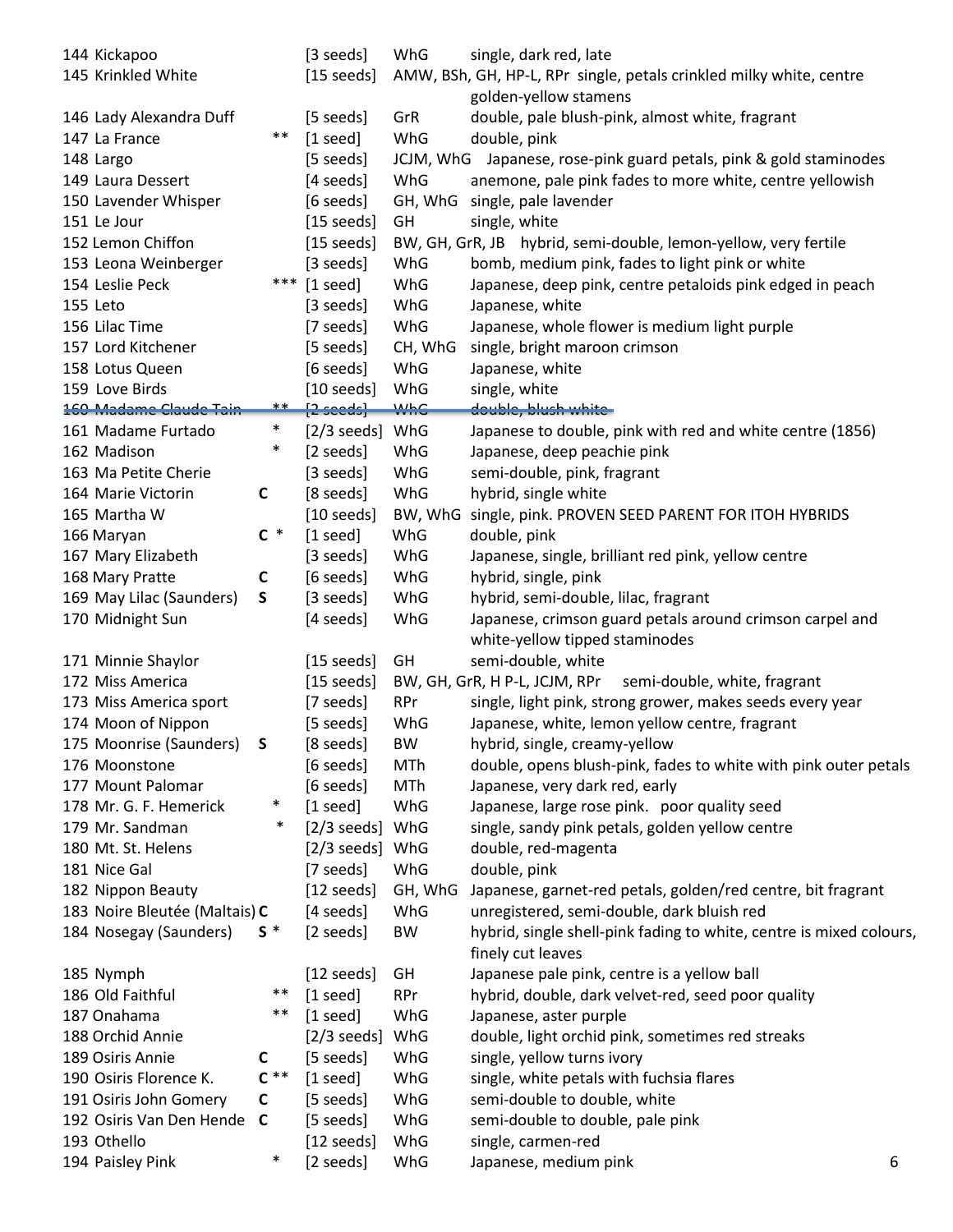| No. | Name | Mark | Seeds | Source | Description |
|---|---|---|---|---|---|
| 144 | Kickapoo | | [3 seeds] | WhG | single, dark red, late |
| 145 | Krinkled White | | [15 seeds] | AMW, BSh, GH, HP-L, RPr | single, petals crinkled milky white, centre golden-yellow stamens |
| 146 | Lady Alexandra Duff | | [5 seeds] | GrR | double, pale blush-pink, almost white, fragrant |
| 147 | La France | ** | [1 seed] | WhG | double, pink |
| 148 | Largo | | [5 seeds] | JCJM, WhG | Japanese, rose-pink guard petals, pink & gold staminodes |
| 149 | Laura Dessert | | [4 seeds] | WhG | anemone, pale pink fades to more white, centre yellowish |
| 150 | Lavender Whisper | | [6 seeds] | GH, WhG | single, pale lavender |
| 151 | Le Jour | | [15 seeds] | GH | single, white |
| 152 | Lemon Chiffon | | [15 seeds] | BW, GH, GrR, JB | hybrid, semi-double, lemon-yellow, very fertile |
| 153 | Leona Weinberger | | [3 seeds] | WhG | bomb, medium pink, fades to light pink or white |
| 154 | Leslie Peck | *** | [1 seed] | WhG | Japanese, deep pink, centre petaloids pink edged in peach |
| 155 | Leto | | [3 seeds] | WhG | Japanese, white |
| 156 | Lilac Time | | [7 seeds] | WhG | Japanese, whole flower is medium light purple |
| 157 | Lord Kitchener | | [5 seeds] | CH, WhG | single, bright maroon crimson |
| 158 | Lotus Queen | | [6 seeds] | WhG | Japanese, white |
| 159 | Love Birds | | [10 seeds] | WhG | single, white |
| ~~160~~ | ~~Madame Claude Tain~~ | ~~**~~ | ~~[2 seeds]~~ | ~~WhG~~ | ~~double, blush white~~ |
| 161 | Madame Furtado | * | [2/3 seeds] | WhG | Japanese to double, pink with red and white centre (1856) |
| 162 | Madison | * | [2 seeds] | WhG | Japanese, deep peachie pink |
| 163 | Ma Petite Cherie | | [3 seeds] | WhG | semi-double, pink, fragrant |
| 164 | Marie Victorin | C | [8 seeds] | WhG | hybrid, single white |
| 165 | Martha W | | [10 seeds] | BW, WhG | single, pink. PROVEN SEED PARENT FOR ITOH HYBRIDS |
| 166 | Maryan | C * | [1 seed] | WhG | double, pink |
| 167 | Mary Elizabeth | | [3 seeds] | WhG | Japanese, single, brilliant red pink, yellow centre |
| 168 | Mary Pratte | C | [6 seeds] | WhG | hybrid, single, pink |
| 169 | May Lilac (Saunders) | S | [3 seeds] | WhG | hybrid, semi-double, lilac, fragrant |
| 170 | Midnight Sun | | [4 seeds] | WhG | Japanese, crimson guard petals around crimson carpel and white-yellow tipped staminodes |
| 171 | Minnie Shaylor | | [15 seeds] | GH | semi-double, white |
| 172 | Miss America | | [15 seeds] | BW, GH, GrR, H P-L, JCJM, RPr | semi-double, white, fragrant |
| 173 | Miss America sport | | [7 seeds] | RPr | single, light pink, strong grower, makes seeds every year |
| 174 | Moon of Nippon | | [5 seeds] | WhG | Japanese, white, lemon yellow centre, fragrant |
| 175 | Moonrise (Saunders) | S | [8 seeds] | BW | hybrid, single, creamy-yellow |
| 176 | Moonstone | | [6 seeds] | MTh | double, opens blush-pink, fades to white with pink outer petals |
| 177 | Mount Palomar | | [6 seeds] | MTh | Japanese, very dark red, early |
| 178 | Mr. G. F. Hemerick | * | [1 seed] | WhG | Japanese, large rose pink. poor quality seed |
| 179 | Mr. Sandman | * | [2/3 seeds] | WhG | single, sandy pink petals, golden yellow centre |
| 180 | Mt. St. Helens | | [2/3 seeds] | WhG | double, red-magenta |
| 181 | Nice Gal | | [7 seeds] | WhG | double, pink |
| 182 | Nippon Beauty | | [12 seeds] | GH, WhG | Japanese, garnet-red petals, golden/red centre, bit fragrant |
| 183 | Noire Bleutée (Maltais) | C | [4 seeds] | WhG | unregistered, semi-double, dark bluish red |
| 184 | Nosegay (Saunders) | S * | [2 seeds] | BW | hybrid, single shell-pink fading to white, centre is mixed colours, finely cut leaves |
| 185 | Nymph | | [12 seeds] | GH | Japanese pale pink, centre is a yellow ball |
| 186 | Old Faithful | ** | [1 seed] | RPr | hybrid, double, dark velvet-red, seed poor quality |
| 187 | Onahama | ** | [1 seed] | WhG | Japanese, aster purple |
| 188 | Orchid Annie | | [2/3 seeds] | WhG | double, light orchid pink, sometimes red streaks |
| 189 | Osiris Annie | C | [5 seeds] | WhG | single, yellow turns ivory |
| 190 | Osiris Florence K. | C ** | [1 seed] | WhG | single, white petals with fuchsia flares |
| 191 | Osiris John Gomery | C | [5 seeds] | WhG | semi-double to double, white |
| 192 | Osiris Van Den Hende | C | [5 seeds] | WhG | semi-double to double, pale pink |
| 193 | Othello | | [12 seeds] | WhG | single, carmen-red |
| 194 | Paisley Pink | * | [2 seeds] | WhG | Japanese, medium pink |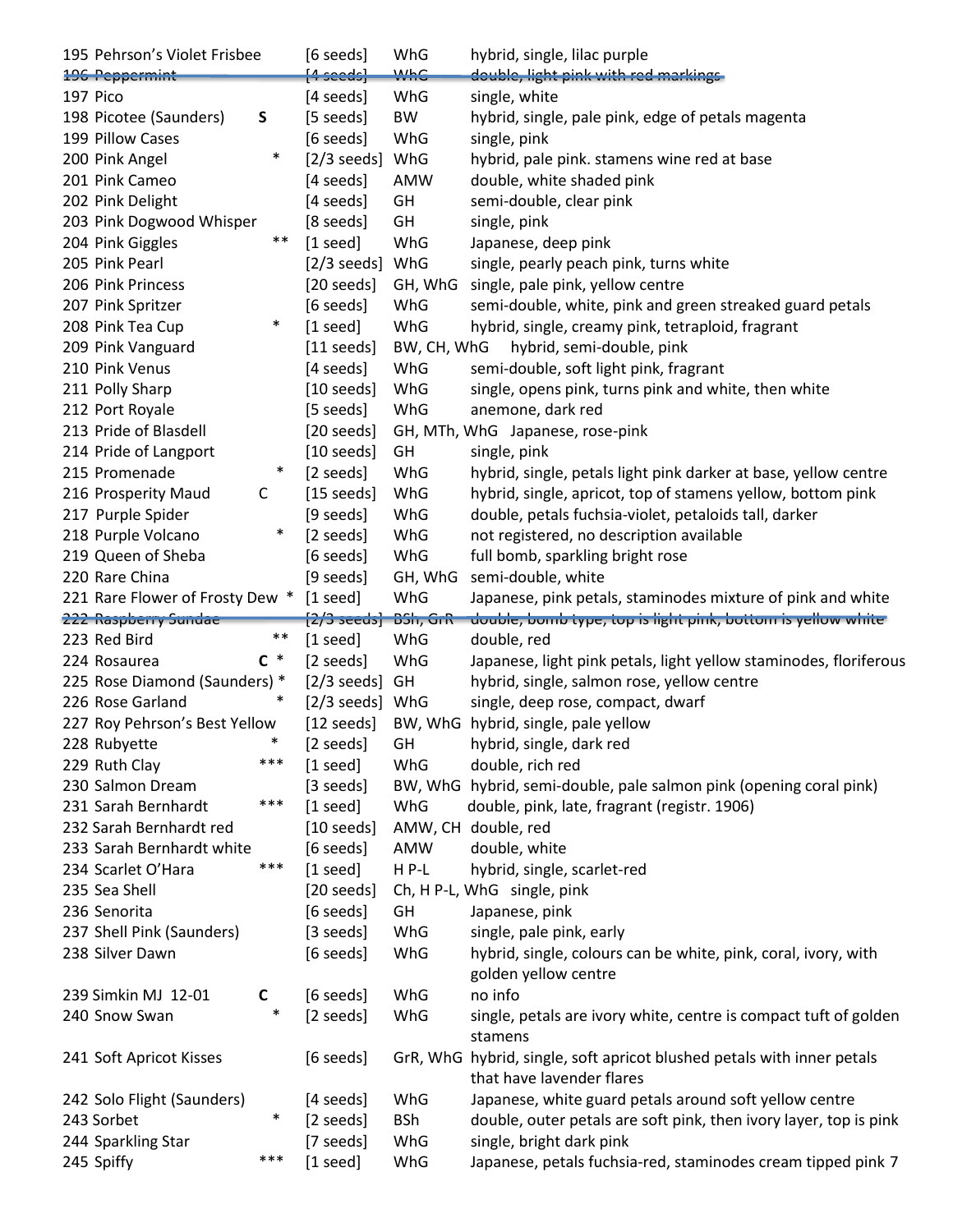| | | | | | |
|---|---|---|---|---|---|
| 195 | Pehrson's Violet Frisbee | | [6 seeds] | WhG | hybrid, single, lilac purple |
| ~~196~~ | ~~Peppermint~~ | | ~~[4 seeds]~~ | ~~WhG~~ | ~~double, light pink with red markings~~ |
| 197 | Pico | | [4 seeds] | WhG | single, white |
| 198 | Picotee (Saunders) | **S** | [5 seeds] | BW | hybrid, single, pale pink, edge of petals magenta |
| 199 | Pillow Cases | | [6 seeds] | WhG | single, pink |
| 200 | Pink Angel | * | [2/3 seeds] | WhG | hybrid, pale pink. stamens wine red at base |
| 201 | Pink Cameo | | [4 seeds] | AMW | double, white shaded pink |
| 202 | Pink Delight | | [4 seeds] | GH | semi-double, clear pink |
| 203 | Pink Dogwood Whisper | | [8 seeds] | GH | single, pink |
| 204 | Pink Giggles | ** | [1 seed] | WhG | Japanese, deep pink |
| 205 | Pink Pearl | | [2/3 seeds] | WhG | single, pearly peach pink, turns white |
| 206 | Pink Princess | | [20 seeds] | GH, WhG | single, pale pink, yellow centre |
| 207 | Pink Spritzer | | [6 seeds] | WhG | semi-double, white, pink and green streaked guard petals |
| 208 | Pink Tea Cup | * | [1 seed] | WhG | hybrid, single, creamy pink, tetraploid, fragrant |
| 209 | Pink Vanguard | | [11 seeds] | BW, CH, WhG | hybrid, semi-double, pink |
| 210 | Pink Venus | | [4 seeds] | WhG | semi-double, soft light pink, fragrant |
| 211 | Polly Sharp | | [10 seeds] | WhG | single, opens pink, turns pink and white, then white |
| 212 | Port Royale | | [5 seeds] | WhG | anemone, dark red |
| 213 | Pride of Blasdell | | [20 seeds] | GH, MTh, WhG | Japanese, rose-pink |
| 214 | Pride of Langport | | [10 seeds] | GH | single, pink |
| 215 | Promenade | * | [2 seeds] | WhG | hybrid, single, petals light pink darker at base, yellow centre |
| 216 | Prosperity Maud | C | [15 seeds] | WhG | hybrid, single, apricot, top of stamens yellow, bottom pink |
| 217 | Purple Spider | | [9 seeds] | WhG | double, petals fuchsia-violet, petaloids tall, darker |
| 218 | Purple Volcano | * | [2 seeds] | WhG | not registered, no description available |
| 219 | Queen of Sheba | | [6 seeds] | WhG | full bomb, sparkling bright rose |
| 220 | Rare China | | [9 seeds] | GH, WhG | semi-double, white |
| 221 | Rare Flower of Frosty Dew | * | [1 seed] | WhG | Japanese, pink petals, staminodes mixture of pink and white |
| ~~222~~ | ~~Raspberry Sundae~~ | | ~~[2/3 seeds]~~ | ~~BSh, GrR~~ | ~~double, bomb type, top is light pink, bottom is yellow white~~ |
| 223 | Red Bird | ** | [1 seed] | WhG | double, red |
| 224 | Rosaurea | **C** * | [2 seeds] | WhG | Japanese, light pink petals, light yellow staminodes, floriferous |
| 225 | Rose Diamond (Saunders) | * | [2/3 seeds] | GH | hybrid, single, salmon rose, yellow centre |
| 226 | Rose Garland | * | [2/3 seeds] | WhG | single, deep rose, compact, dwarf |
| 227 | Roy Pehrson's Best Yellow | | [12 seeds] | BW, WhG | hybrid, single, pale yellow |
| 228 | Rubyette | * | [2 seeds] | GH | hybrid, single, dark red |
| 229 | Ruth Clay | *** | [1 seed] | WhG | double, rich red |
| 230 | Salmon Dream | | [3 seeds] | BW, WhG | hybrid, semi-double, pale salmon pink (opening coral pink) |
| 231 | Sarah Bernhardt | *** | [1 seed] | WhG | double, pink, late, fragrant (registr. 1906) |
| 232 | Sarah Bernhardt red | | [10 seeds] | AMW, CH | double, red |
| 233 | Sarah Bernhardt white | | [6 seeds] | AMW | double, white |
| 234 | Scarlet O'Hara | *** | [1 seed] | H P-L | hybrid, single, scarlet-red |
| 235 | Sea Shell | | [20 seeds] | Ch, H P-L, WhG | single, pink |
| 236 | Senorita | | [6 seeds] | GH | Japanese, pink |
| 237 | Shell Pink (Saunders) | | [3 seeds] | WhG | single, pale pink, early |
| 238 | Silver Dawn | | [6 seeds] | WhG | hybrid, single, colours can be white, pink, coral, ivory, with golden yellow centre |
| 239 | Simkin MJ 12-01 | **C** | [6 seeds] | WhG | no info |
| 240 | Snow Swan | * | [2 seeds] | WhG | single, petals are ivory white, centre is compact tuft of golden stamens |
| 241 | Soft Apricot Kisses | | [6 seeds] | GrR, WhG | hybrid, single, soft apricot blushed petals with inner petals that have lavender flares |
| 242 | Solo Flight (Saunders) | | [4 seeds] | WhG | Japanese, white guard petals around soft yellow centre |
| 243 | Sorbet | * | [2 seeds] | BSh | double, outer petals are soft pink, then ivory layer, top is pink |
| 244 | Sparkling Star | | [7 seeds] | WhG | single, bright dark pink |
| 245 | Spiffy | *** | [1 seed] | WhG | Japanese, petals fuchsia-red, staminodes cream tipped pink |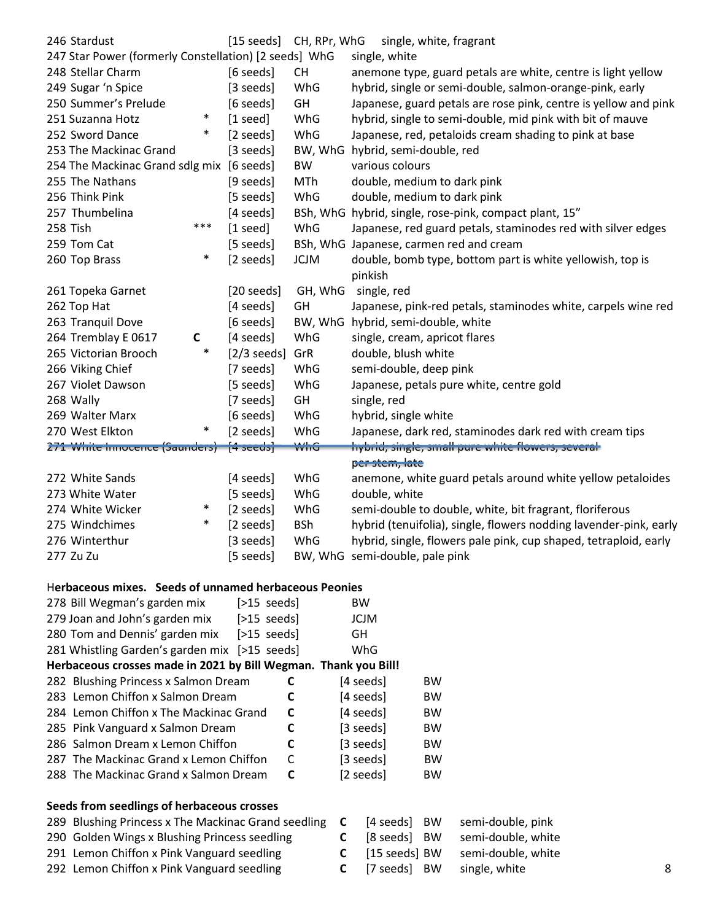| No. | Name | Mark | Seeds | Source | Description |
|---|---|---|---|---|---|
| 246 | Stardust | | [15 seeds] | CH, RPr, WhG | single, white, fragrant |
| 247 | Star Power (formerly Constellation) | | [2 seeds] | WhG | single, white |
| 248 | Stellar Charm | | [6 seeds] | CH | anemone type, guard petals are white, centre is light yellow |
| 249 | Sugar 'n Spice | | [3 seeds] | WhG | hybrid, single or semi-double, salmon-orange-pink, early |
| 250 | Summer's Prelude | | [6 seeds] | GH | Japanese, guard petals are rose pink, centre is yellow and pink |
| 251 | Suzanna Hotz | * | [1 seed] | WhG | hybrid, single to semi-double, mid pink with bit of mauve |
| 252 | Sword Dance | * | [2 seeds] | WhG | Japanese, red, petaloids cream shading to pink at base |
| 253 | The Mackinac Grand | | [3 seeds] | BW, WhG | hybrid, semi-double, red |
| 254 | The Mackinac Grand sdlg mix | | [6 seeds] | BW | various colours |
| 255 | The Nathans | | [9 seeds] | MTh | double, medium to dark pink |
| 256 | Think Pink | | [5 seeds] | WhG | double, medium to dark pink |
| 257 | Thumbelina | | [4 seeds] | BSh, WhG | hybrid, single, rose-pink, compact plant, 15" |
| 258 | Tish | *** | [1 seed] | WhG | Japanese, red guard petals, staminodes red with silver edges |
| 259 | Tom Cat | | [5 seeds] | BSh, WhG | Japanese, carmen red and cream |
| 260 | Top Brass | * | [2 seeds] | JCJM | double, bomb type, bottom part is white yellowish, top is pinkish |
| 261 | Topeka Garnet | | [20 seeds] | GH, WhG | single, red |
| 262 | Top Hat | | [4 seeds] | GH | Japanese, pink-red petals, staminodes white, carpels wine red |
| 263 | Tranquil Dove | | [6 seeds] | BW, WhG | hybrid, semi-double, white |
| 264 | Tremblay E 0617 | **C** | [4 seeds] | WhG | single, cream, apricot flares |
| 265 | Victorian Brooch | * | [2/3 seeds] | GrR | double, blush white |
| 266 | Viking Chief | | [7 seeds] | WhG | semi-double, deep pink |
| 267 | Violet Dawson | | [5 seeds] | WhG | Japanese, petals pure white, centre gold |
| 268 | Wally | | [7 seeds] | GH | single, red |
| 269 | Walter Marx | | [6 seeds] | WhG | hybrid, single white |
| 270 | West Elkton | * | [2 seeds] | WhG | Japanese, dark red, staminodes dark red with cream tips |
| ~~271~~ | ~~White Innocence (Saunders)~~ | | ~~[4 seeds]~~ | ~~WhG~~ | ~~hybrid, single, small pure white flowers, several per stem, late~~ |
| 272 | White Sands | | [4 seeds] | WhG | anemone, white guard petals around white yellow petaloides |
| 273 | White Water | | [5 seeds] | WhG | double, white |
| 274 | White Wicker | * | [2 seeds] | WhG | semi-double to double, white, bit fragrant, floriferous |
| 275 | Windchimes | * | [2 seeds] | BSh | hybrid (tenuifolia), single, flowers nodding lavender-pink, early |
| 276 | Winterthur | | [3 seeds] | WhG | hybrid, single, flowers pale pink, cup shaped, tetraploid, early |
| 277 | Zu Zu | | [5 seeds] | BW, WhG | semi-double, pale pink |

**Herbaceous mixes. Seeds of unnamed herbaceous Peonies**

| No. | Name | Seeds | Source |
|---|---|---|---|
| 278 | Bill Wegman's garden mix | [>15 seeds] | BW |
| 279 | Joan and John's garden mix | [>15 seeds] | JCJM |
| 280 | Tom and Dennis' garden mix | [>15 seeds] | GH |
| 281 | Whistling Garden's garden mix | [>15 seeds] | WhG |

**Herbaceous crosses made in 2021 by Bill Wegman. Thank you Bill!**

| No. | Cross | Mark | Seeds | Source |
|---|---|---|---|---|
| 282 | Blushing Princess x Salmon Dream | **C** | [4 seeds] | BW |
| 283 | Lemon Chiffon x Salmon Dream | **C** | [4 seeds] | BW |
| 284 | Lemon Chiffon x The Mackinac Grand | **C** | [4 seeds] | BW |
| 285 | Pink Vanguard x Salmon Dream | **C** | [3 seeds] | BW |
| 286 | Salmon Dream x Lemon Chiffon | **C** | [3 seeds] | BW |
| 287 | The Mackinac Grand x Lemon Chiffon | C | [3 seeds] | BW |
| 288 | The Mackinac Grand x Salmon Dream | **C** | [2 seeds] | BW |

**Seeds from seedlings of herbaceous crosses**

| No. | Cross | Mark | Seeds | Source | Description |
|---|---|---|---|---|---|
| 289 | Blushing Princess x The Mackinac Grand seedling | **C** | [4 seeds] | BW | semi-double, pink |
| 290 | Golden Wings x Blushing Princess seedling | **C** | [8 seeds] | BW | semi-double, white |
| 291 | Lemon Chiffon x Pink Vanguard seedling | **C** | [15 seeds] | BW | semi-double, white |
| 292 | Lemon Chiffon x Pink Vanguard seedling | **C** | [7 seeds] | BW | single, white |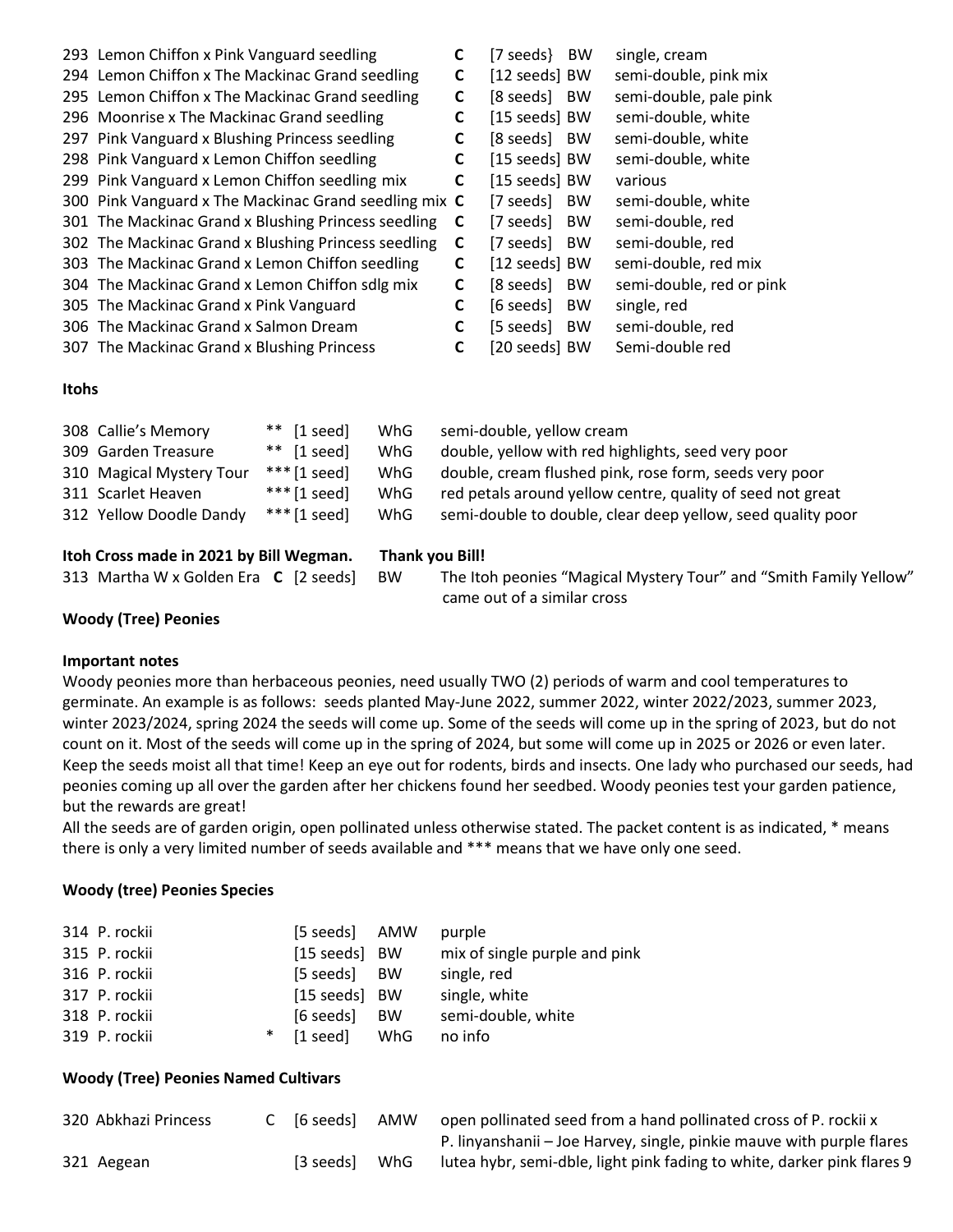| | | | | |
|---|---|---|---|---|
| 293 | Lemon Chiffon x Pink Vanguard seedling | **C** | [7 seeds} BW | single, cream |
| 294 | Lemon Chiffon x The Mackinac Grand seedling | **C** | [12 seeds] BW | semi-double, pink mix |
| 295 | Lemon Chiffon x The Mackinac Grand seedling | **C** | [8 seeds] BW | semi-double, pale pink |
| 296 | Moonrise x The Mackinac Grand seedling | **C** | [15 seeds] BW | semi-double, white |
| 297 | Pink Vanguard x Blushing Princess seedling | **C** | [8 seeds] BW | semi-double, white |
| 298 | Pink Vanguard x Lemon Chiffon seedling | **C** | [15 seeds] BW | semi-double, white |
| 299 | Pink Vanguard x Lemon Chiffon seedling mix | **C** | [15 seeds] BW | various |
| 300 | Pink Vanguard x The Mackinac Grand seedling mix | **C** | [7 seeds] BW | semi-double, white |
| 301 | The Mackinac Grand x Blushing Princess seedling | **C** | [7 seeds] BW | semi-double, red |
| 302 | The Mackinac Grand x Blushing Princess seedling | **C** | [7 seeds] BW | semi-double, red |
| 303 | The Mackinac Grand x Lemon Chiffon seedling | **C** | [12 seeds] BW | semi-double, red mix |
| 304 | The Mackinac Grand x Lemon Chiffon sdlg mix | **C** | [8 seeds] BW | semi-double, red or pink |
| 305 | The Mackinac Grand x Pink Vanguard | **C** | [6 seeds] BW | single, red |
| 306 | The Mackinac Grand x Salmon Dream | **C** | [5 seeds] BW | semi-double, red |
| 307 | The Mackinac Grand x Blushing Princess | **C** | [20 seeds] BW | Semi-double red |

**Itohs**

| | | | | | |
|---|---|---|---|---|---|
| 308 | Callie's Memory | ** | [1 seed] | WhG | semi-double, yellow cream |
| 309 | Garden Treasure | ** | [1 seed] | WhG | double, yellow with red highlights, seed very poor |
| 310 | Magical Mystery Tour | *** | [1 seed] | WhG | double, cream flushed pink, rose form, seeds very poor |
| 311 | Scarlet Heaven | *** | [1 seed] | WhG | red petals around yellow centre, quality of seed not great |
| 312 | Yellow Doodle Dandy | *** | [1 seed] | WhG | semi-double to double, clear deep yellow, seed quality poor |

**Itoh Cross made in 2021 by Bill Wegman. Thank you Bill!**

313 Martha W x Golden Era **C** [2 seeds] BW The Itoh peonies "Magical Mystery Tour" and "Smith Family Yellow" came out of a similar cross

**Woody (Tree) Peonies**

**Important notes**

Woody peonies more than herbaceous peonies, need usually TWO (2) periods of warm and cool temperatures to germinate. An example is as follows: seeds planted May-June 2022, summer 2022, winter 2022/2023, summer 2023, winter 2023/2024, spring 2024 the seeds will come up. Some of the seeds will come up in the spring of 2023, but do not count on it. Most of the seeds will come up in the spring of 2024, but some will come up in 2025 or 2026 or even later. Keep the seeds moist all that time! Keep an eye out for rodents, birds and insects. One lady who purchased our seeds, had peonies coming up all over the garden after her chickens found her seedbed. Woody peonies test your garden patience, but the rewards are great!

All the seeds are of garden origin, open pollinated unless otherwise stated. The packet content is as indicated, * means there is only a very limited number of seeds available and *** means that we have only one seed.

**Woody (tree) Peonies Species**

| | | | | | |
|---|---|---|---|---|---|
| 314 | P. rockii | | [5 seeds] | AMW | purple |
| 315 | P. rockii | | [15 seeds] | BW | mix of single purple and pink |
| 316 | P. rockii | | [5 seeds] | BW | single, red |
| 317 | P. rockii | | [15 seeds] | BW | single, white |
| 318 | P. rockii | | [6 seeds] | BW | semi-double, white |
| 319 | P. rockii | * | [1 seed] | WhG | no info |

**Woody (Tree) Peonies Named Cultivars**

| | | | | | |
|---|---|---|---|---|---|
| 320 | Abkhazi Princess | C | [6 seeds] | AMW | open pollinated seed from a hand pollinated cross of P. rockii x P. linyanshanii – Joe Harvey, single, pinkie mauve with purple flares |
| 321 | Aegean | | [3 seeds] | WhG | lutea hybr, semi-dble, light pink fading to white, darker pink flares 9 |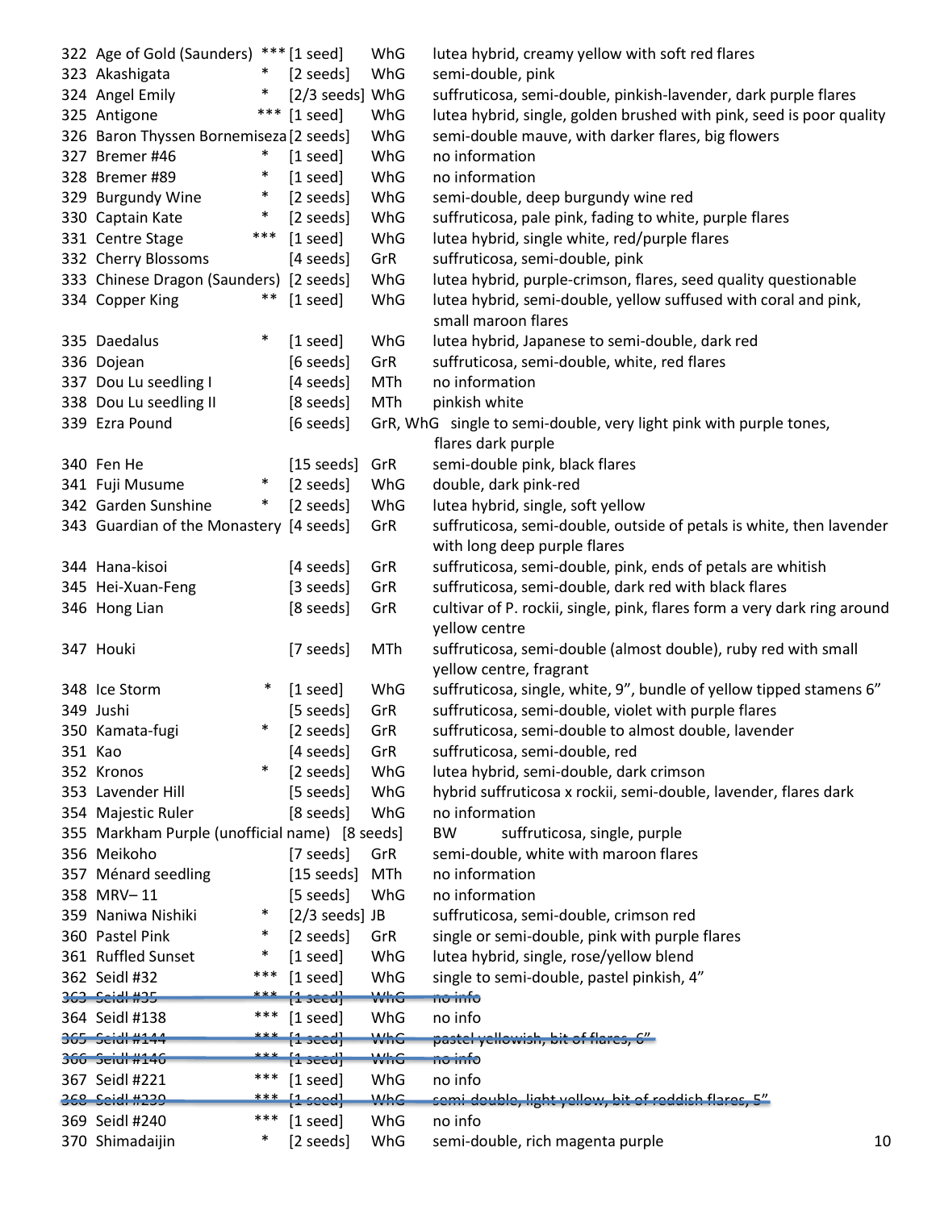| No. | Name | | Seeds | Source | Description |
|---|---|---|---|---|---|
| 322 | Age of Gold (Saunders) | *** | [1 seed] | WhG | lutea hybrid, creamy yellow with soft red flares |
| 323 | Akashigata | * | [2 seeds] | WhG | semi-double, pink |
| 324 | Angel Emily | * | [2/3 seeds] | WhG | suffruticosa, semi-double, pinkish-lavender, dark purple flares |
| 325 | Antigone | *** | [1 seed] | WhG | lutea hybrid, single, golden brushed with pink, seed is poor quality |
| 326 | Baron Thyssen Bornemiseza | | [2 seeds] | WhG | semi-double mauve, with darker flares, big flowers |
| 327 | Bremer #46 | * | [1 seed] | WhG | no information |
| 328 | Bremer #89 | * | [1 seed] | WhG | no information |
| 329 | Burgundy Wine | * | [2 seeds] | WhG | semi-double, deep burgundy wine red |
| 330 | Captain Kate | * | [2 seeds] | WhG | suffruticosa, pale pink, fading to white, purple flares |
| 331 | Centre Stage | *** | [1 seed] | WhG | lutea hybrid, single white, red/purple flares |
| 332 | Cherry Blossoms | | [4 seeds] | GrR | suffruticosa, semi-double, pink |
| 333 | Chinese Dragon (Saunders) | | [2 seeds] | WhG | lutea hybrid, purple-crimson, flares, seed quality questionable |
| 334 | Copper King | ** | [1 seed] | WhG | lutea hybrid, semi-double, yellow suffused with coral and pink, small maroon flares |
| 335 | Daedalus | * | [1 seed] | WhG | lutea hybrid, Japanese to semi-double, dark red |
| 336 | Dojean | | [6 seeds] | GrR | suffruticosa, semi-double, white, red flares |
| 337 | Dou Lu seedling I | | [4 seeds] | MTh | no information |
| 338 | Dou Lu seedling II | | [8 seeds] | MTh | pinkish white |
| 339 | Ezra Pound | | [6 seeds] | GrR, WhG | single to semi-double, very light pink with purple tones, flares dark purple |
| 340 | Fen He | | [15 seeds] | GrR | semi-double pink, black flares |
| 341 | Fuji Musume | * | [2 seeds] | WhG | double, dark pink-red |
| 342 | Garden Sunshine | * | [2 seeds] | WhG | lutea hybrid, single, soft yellow |
| 343 | Guardian of the Monastery | | [4 seeds] | GrR | suffruticosa, semi-double, outside of petals is white, then lavender with long deep purple flares |
| 344 | Hana-kisoi | | [4 seeds] | GrR | suffruticosa, semi-double, pink, ends of petals are whitish |
| 345 | Hei-Xuan-Feng | | [3 seeds] | GrR | suffruticosa, semi-double, dark red with black flares |
| 346 | Hong Lian | | [8 seeds] | GrR | cultivar of P. rockii, single, pink, flares form a very dark ring around yellow centre |
| 347 | Houki | | [7 seeds] | MTh | suffruticosa, semi-double (almost double), ruby red with small yellow centre, fragrant |
| 348 | Ice Storm | * | [1 seed] | WhG | suffruticosa, single, white, 9", bundle of yellow tipped stamens 6" |
| 349 | Jushi | | [5 seeds] | GrR | suffruticosa, semi-double, violet with purple flares |
| 350 | Kamata-fugi | * | [2 seeds] | GrR | suffruticosa, semi-double to almost double, lavender |
| 351 | Kao | | [4 seeds] | GrR | suffruticosa, semi-double, red |
| 352 | Kronos | * | [2 seeds] | WhG | lutea hybrid, semi-double, dark crimson |
| 353 | Lavender Hill | | [5 seeds] | WhG | hybrid suffruticosa x rockii, semi-double, lavender, flares dark |
| 354 | Majestic Ruler | | [8 seeds] | WhG | no information |
| 355 | Markham Purple (unofficial name) | | [8 seeds] | BW | suffruticosa, single, purple |
| 356 | Meikoho | | [7 seeds] | GrR | semi-double, white with maroon flares |
| 357 | Ménard seedling | | [15 seeds] | MTh | no information |
| 358 | MRV– 11 | | [5 seeds] | WhG | no information |
| 359 | Naniwa Nishiki | * | [2/3 seeds] | JB | suffruticosa, semi-double, crimson red |
| 360 | Pastel Pink | * | [2 seeds] | GrR | single or semi-double, pink with purple flares |
| 361 | Ruffled Sunset | * | [1 seed] | WhG | lutea hybrid, single, rose/yellow blend |
| 362 | Seidl #32 | *** | [1 seed] | WhG | single to semi-double, pastel pinkish, 4" |
| ~~363~~ | ~~Seidl #35~~ | ~~***~~ | ~~[1 seed]~~ | ~~WhG~~ | ~~no info~~ |
| 364 | Seidl #138 | *** | [1 seed] | WhG | no info |
| ~~365~~ | ~~Seidl #144~~ | ~~***~~ | ~~[1 seed]~~ | ~~WhG~~ | ~~pastel yellowish, bit of flares, 6"~~ |
| ~~366~~ | ~~Seidl #146~~ | ~~***~~ | ~~[1 seed]~~ | ~~WhG~~ | ~~no info~~ |
| 367 | Seidl #221 | *** | [1 seed] | WhG | no info |
| ~~368~~ | ~~Seidl #239~~ | ~~***~~ | ~~[1 seed]~~ | ~~WhG~~ | ~~semi-double, light yellow, bit of reddish flares, 5"~~ |
| 369 | Seidl #240 | *** | [1 seed] | WhG | no info |
| 370 | Shimadaijin | * | [2 seeds] | WhG | semi-double, rich magenta purple |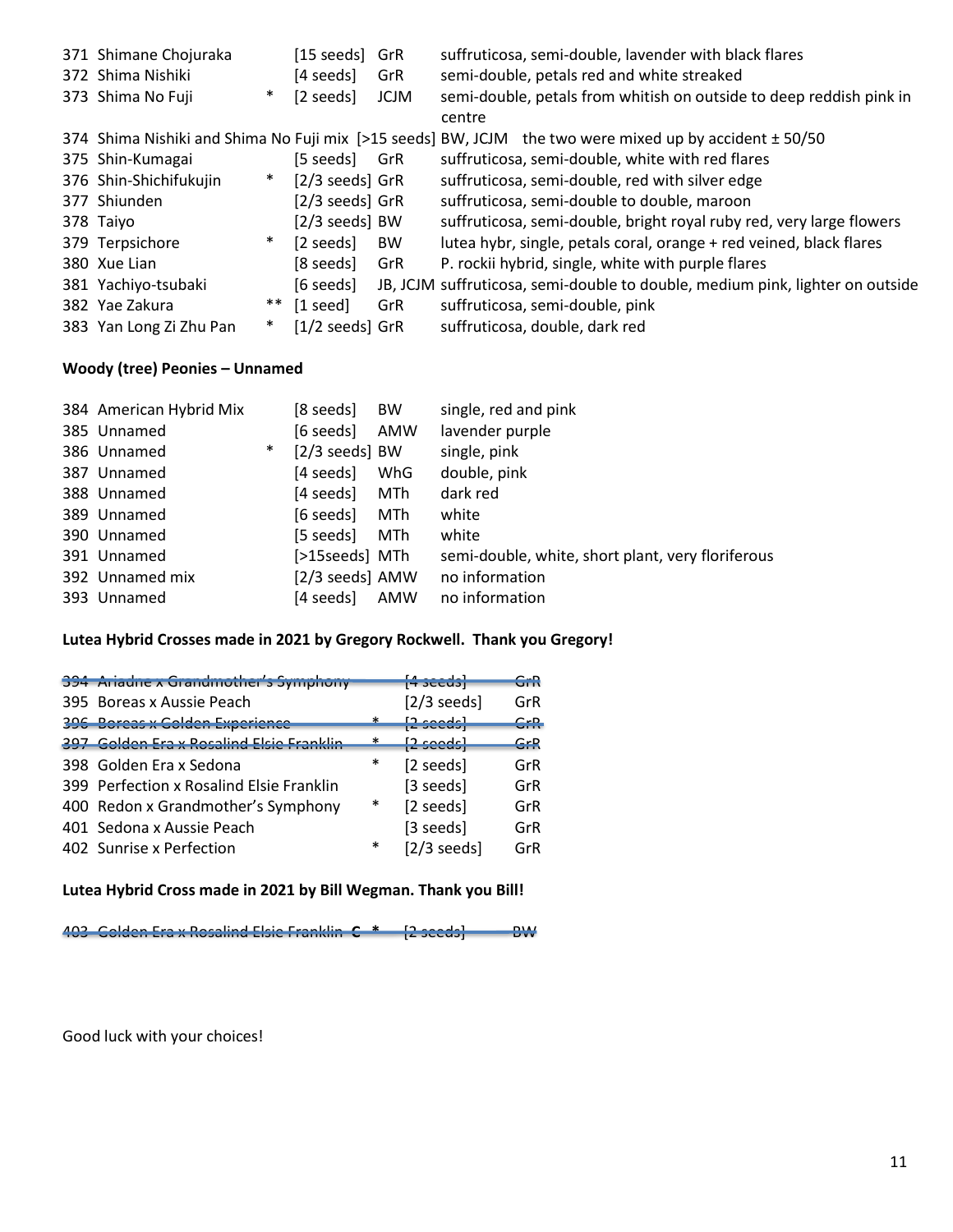| | | | | |
|---|---|---|---|---|
| 371 Shimane Chojuraka | | [15 seeds] | GrR | suffruticosa, semi-double, lavender with black flares |
| 372 Shima Nishiki | | [4 seeds] | GrR | semi-double, petals red and white streaked |
| 373 Shima No Fuji | * | [2 seeds] | JCJM | semi-double, petals from whitish on outside to deep reddish pink in centre |
| 374 Shima Nishiki and Shima No Fuji mix | | [>15 seeds] | BW, JCJM | the two were mixed up by accident ± 50/50 |
| 375 Shin-Kumagai | | [5 seeds] | GrR | suffruticosa, semi-double, white with red flares |
| 376 Shin-Shichifukujin | * | [2/3 seeds] | GrR | suffruticosa, semi-double, red with silver edge |
| 377 Shiunden | | [2/3 seeds] | GrR | suffruticosa, semi-double to double, maroon |
| 378 Taiyo | | [2/3 seeds] | BW | suffruticosa, semi-double, bright royal ruby red, very large flowers |
| 379 Terpsichore | * | [2 seeds] | BW | lutea hybr, single, petals coral, orange + red veined, black flares |
| 380 Xue Lian | | [8 seeds] | GrR | P. rockii hybrid, single, white with purple flares |
| 381 Yachiyo-tsubaki | | [6 seeds] | JB, JCJM | suffruticosa, semi-double to double, medium pink, lighter on outside |
| 382 Yae Zakura | ** | [1 seed] | GrR | suffruticosa, semi-double, pink |
| 383 Yan Long Zi Zhu Pan | * | [1/2 seeds] | GrR | suffruticosa, double, dark red |

**Woody (tree) Peonies – Unnamed**

| | | | | |
|---|---|---|---|---|
| 384 American Hybrid Mix | | [8 seeds] | BW | single, red and pink |
| 385 Unnamed | | [6 seeds] | AMW | lavender purple |
| 386 Unnamed | * | [2/3 seeds] | BW | single, pink |
| 387 Unnamed | | [4 seeds] | WhG | double, pink |
| 388 Unnamed | | [4 seeds] | MTh | dark red |
| 389 Unnamed | | [6 seeds] | MTh | white |
| 390 Unnamed | | [5 seeds] | MTh | white |
| 391 Unnamed | | [>15seeds] | MTh | semi-double, white, short plant, very floriferous |
| 392 Unnamed mix | | [2/3 seeds] | AMW | no information |
| 393 Unnamed | | [4 seeds] | AMW | no information |

**Lutea Hybrid Crosses made in 2021 by Gregory Rockwell. Thank you Gregory!**

| | | | |
|---|---|---|---|
| ~~394 Ariadne x Grandmother's Symphony~~ | | ~~[4 seeds]~~ | ~~GrR~~ |
| 395 Boreas x Aussie Peach | | [2/3 seeds] | GrR |
| ~~396 Boreas x Golden Experience~~ | ~~*~~ | ~~[2 seeds]~~ | ~~GrR~~ |
| ~~397 Golden Era x Rosalind Elsie Franklin~~ | ~~*~~ | ~~[2 seeds]~~ | ~~GrR~~ |
| 398 Golden Era x Sedona | * | [2 seeds] | GrR |
| 399 Perfection x Rosalind Elsie Franklin | | [3 seeds] | GrR |
| 400 Redon x Grandmother's Symphony | * | [2 seeds] | GrR |
| 401 Sedona x Aussie Peach | | [3 seeds] | GrR |
| 402 Sunrise x Perfection | * | [2/3 seeds] | GrR |

**Lutea Hybrid Cross made in 2021 by Bill Wegman. Thank you Bill!**

~~403 Golden Era x Rosalind Elsie Franklin C * [2 seeds] BW~~

Good luck with your choices!